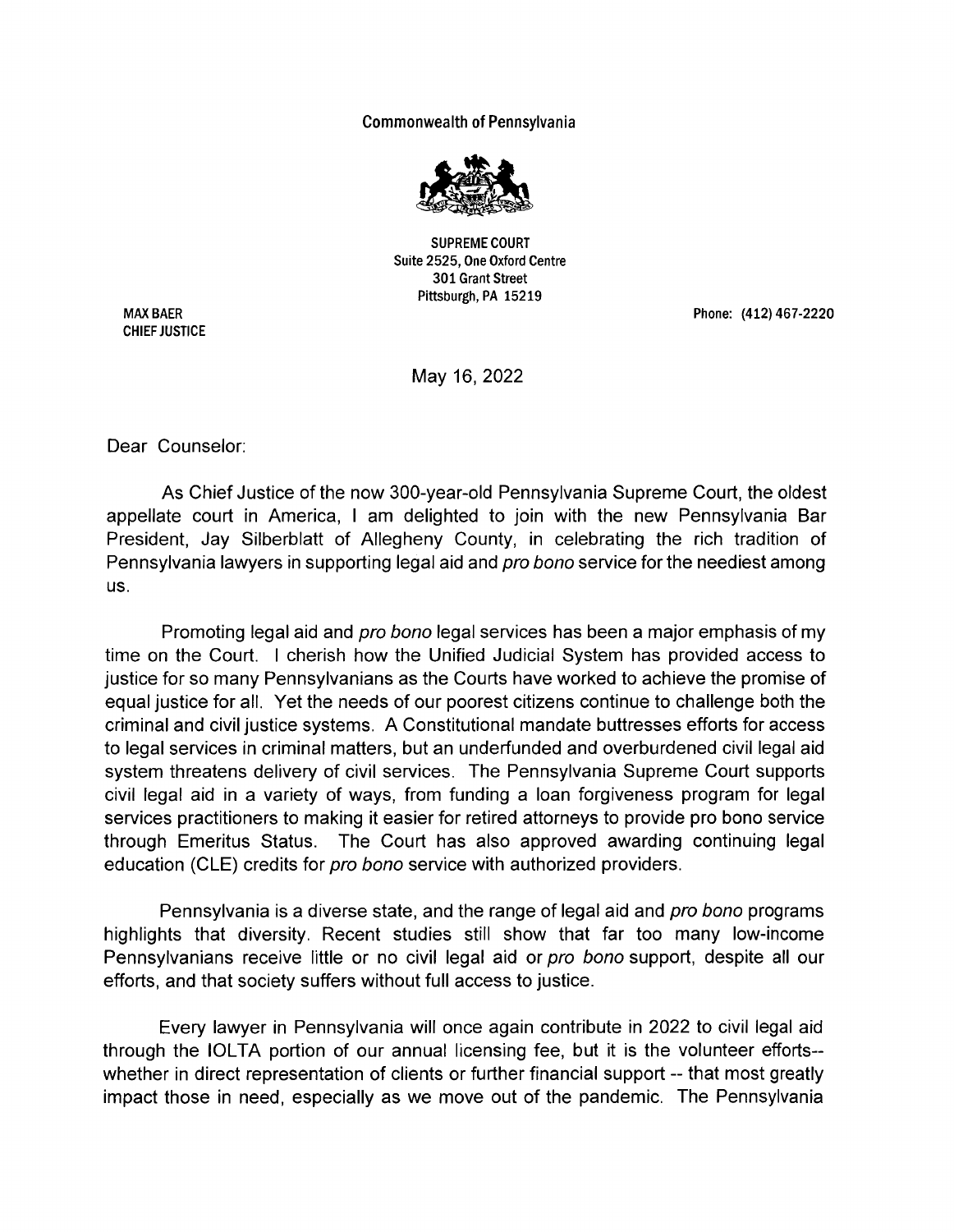Commonwealth of Pennsylvania

SUPREME COURT
Suite 2525, One Oxford Centre
301 Grant Street
Pittsburgh, PA 15219

MAX BAER
CHIEF JUSTICE

Phone: (412) 467-2220

May 16, 2022

Dear Counselor:

As Chief Justice of the now 300-year-old Pennsylvania Supreme Court, the oldest appellate court in America, I am delighted to join with the new Pennsylvania Bar President, Jay Silberblatt of Allegheny County, in celebrating the rich tradition of Pennsylvania lawyers in supporting legal aid and *pro bono* service for the neediest among us.

Promoting legal aid and *pro bono* legal services has been a major emphasis of my time on the Court. I cherish how the Unified Judicial System has provided access to justice for so many Pennsylvanians as the Courts have worked to achieve the promise of equal justice for all. Yet the needs of our poorest citizens continue to challenge both the criminal and civil justice systems. A Constitutional mandate buttresses efforts for access to legal services in criminal matters, but an underfunded and overburdened civil legal aid system threatens delivery of civil services. The Pennsylvania Supreme Court supports civil legal aid in a variety of ways, from funding a loan forgiveness program for legal services practitioners to making it easier for retired attorneys to provide pro bono service through Emeritus Status. The Court has also approved awarding continuing legal education (CLE) credits for *pro bono* service with authorized providers.

Pennsylvania is a diverse state, and the range of legal aid and *pro bono* programs highlights that diversity. Recent studies still show that far too many low-income Pennsylvanians receive little or no civil legal aid or *pro bono* support, despite all our efforts, and that society suffers without full access to justice.

Every lawyer in Pennsylvania will once again contribute in 2022 to civil legal aid through the IOLTA portion of our annual licensing fee, but it is the volunteer efforts--whether in direct representation of clients or further financial support -- that most greatly impact those in need, especially as we move out of the pandemic. The Pennsylvania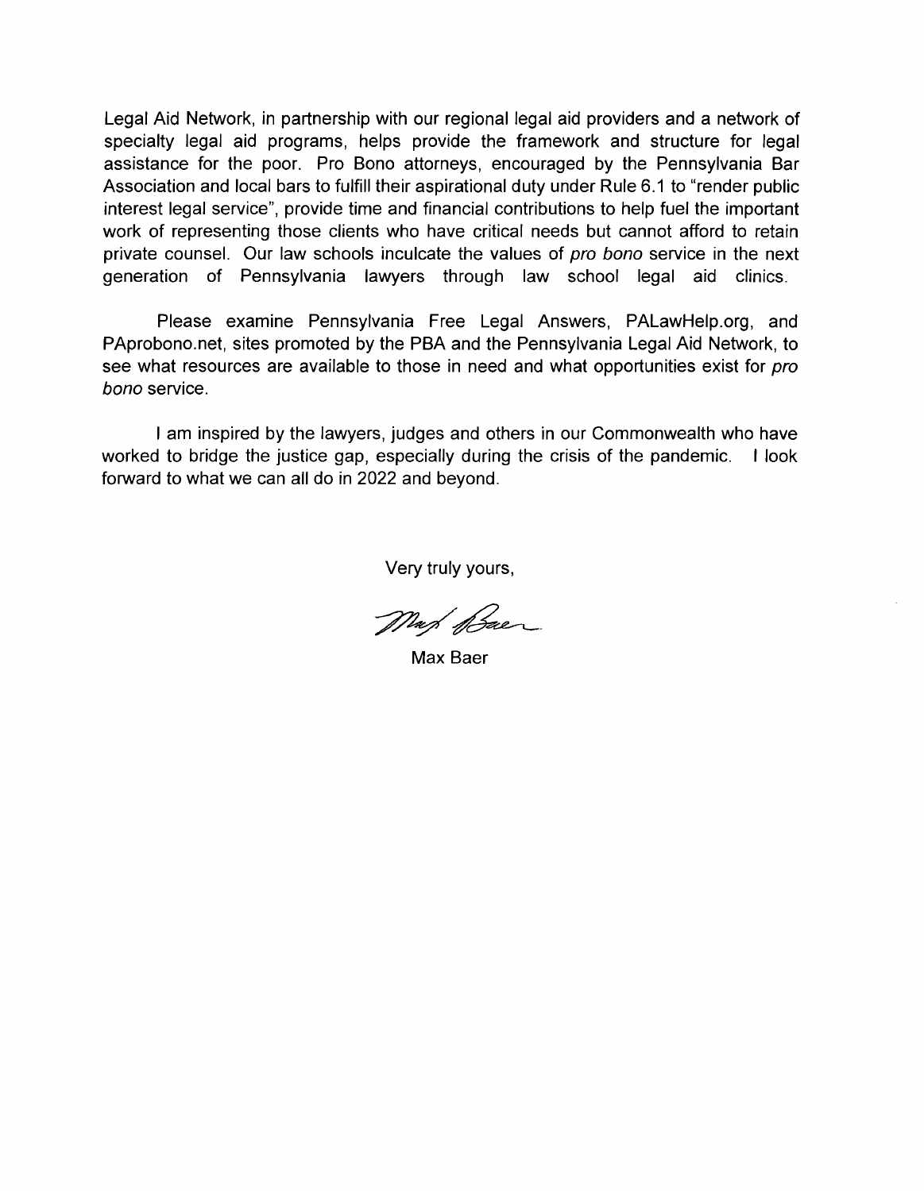Legal Aid Network, in partnership with our regional legal aid providers and a network of specialty legal aid programs, helps provide the framework and structure for legal assistance for the poor. Pro Bono attorneys, encouraged by the Pennsylvania Bar Association and local bars to fulfill their aspirational duty under Rule 6.1 to "render public interest legal service", provide time and financial contributions to help fuel the important work of representing those clients who have critical needs but cannot afford to retain private counsel. Our law schools inculcate the values of *pro bono* service in the next generation of Pennsylvania lawyers through law school legal aid clinics.

Please examine Pennsylvania Free Legal Answers, PALawHelp.org, and PAprobono.net, sites promoted by the PBA and the Pennsylvania Legal Aid Network, to see what resources are available to those in need and what opportunities exist for *pro bono* service.

I am inspired by the lawyers, judges and others in our Commonwealth who have worked to bridge the justice gap, especially during the crisis of the pandemic. I look forward to what we can all do in 2022 and beyond.

Very truly yours,

Max Baer

Max Baer